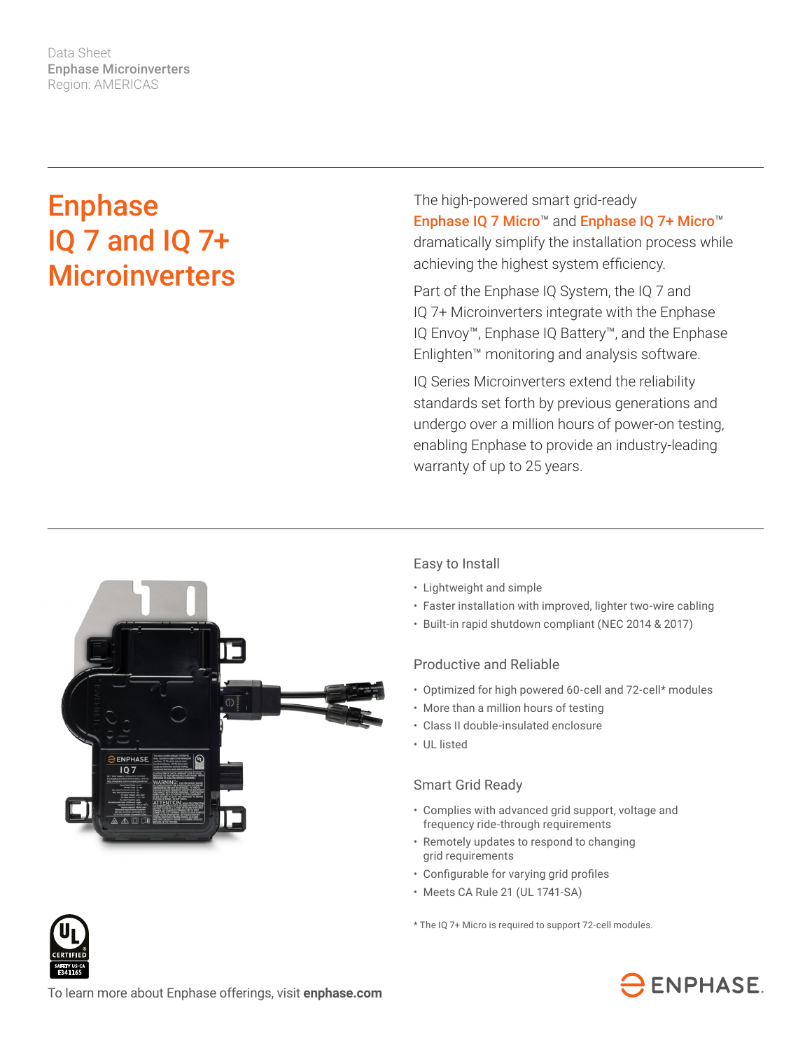Data Sheet
**Enphase Microinverters**
Region: AMERICAS

# Enphase IQ 7 and IQ 7+ Microinverters

The high-powered smart grid-ready **Enphase IQ 7 Micro**™ and **Enphase IQ 7+ Micro**™ dramatically simplify the installation process while achieving the highest system efficiency.

Part of the Enphase IQ System, the IQ 7 and IQ 7+ Microinverters integrate with the Enphase IQ Envoy™, Enphase IQ Battery™, and the Enphase Enlighten™ monitoring and analysis software.

IQ Series Microinverters extend the reliability standards set forth by previous generations and undergo over a million hours of power-on testing, enabling Enphase to provide an industry-leading warranty of up to 25 years.

## Easy to Install

- Lightweight and simple
- Faster installation with improved, lighter two-wire cabling
- Built-in rapid shutdown compliant (NEC 2014 & 2017)

## Productive and Reliable

- Optimized for high powered 60-cell and 72-cell* modules
- More than a million hours of testing
- Class II double-insulated enclosure
- UL listed

## Smart Grid Ready

- Complies with advanced grid support, voltage and frequency ride-through requirements
- Remotely updates to respond to changing grid requirements
- Configurable for varying grid profiles
- Meets CA Rule 21 (UL 1741-SA)

* The IQ 7+ Micro is required to support 72-cell modules.

UL CERTIFIED SAFETY US-CA E341165

To learn more about Enphase offerings, visit **enphase.com**

ENPHASE.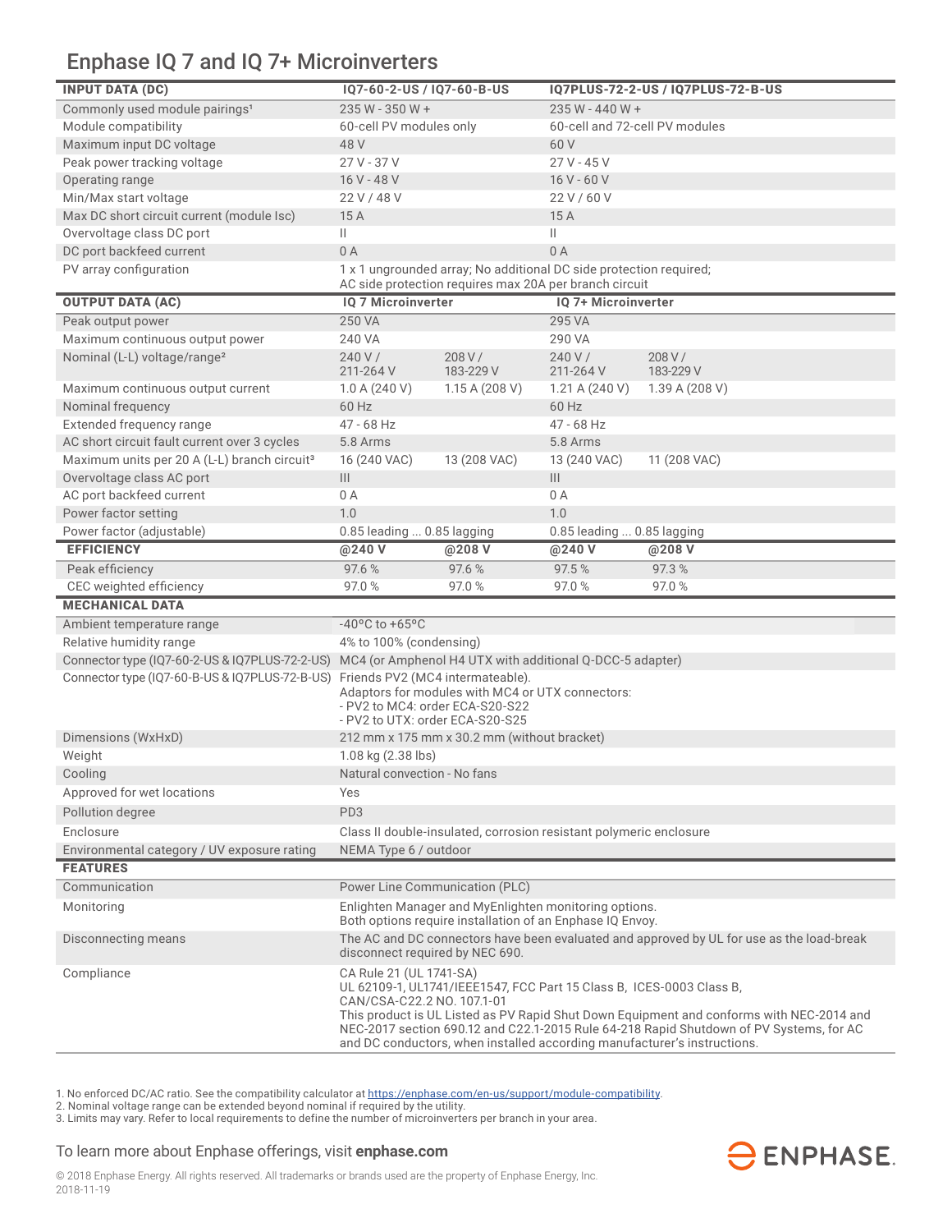# Enphase IQ 7 and IQ 7+ Microinverters

| INPUT DATA (DC) | IQ7-60-2-US / IQ7-60-B-US | | IQ7PLUS-72-2-US / IQ7PLUS-72-B-US | |
|---|---|---|---|---|
| Commonly used module pairings[1] | 235 W - 350 W + | | 235 W - 440 W + | |
| Module compatibility | 60-cell PV modules only | | 60-cell and 72-cell PV modules | |
| Maximum input DC voltage | 48 V | | 60 V | |
| Peak power tracking voltage | 27 V - 37 V | | 27 V - 45 V | |
| Operating range | 16 V - 48 V | | 16 V - 60 V | |
| Min/Max start voltage | 22 V / 48 V | | 22 V / 60 V | |
| Max DC short circuit current (module Isc) | 15 A | | 15 A | |
| Overvoltage class DC port | II | | II | |
| DC port backfeed current | 0 A | | 0 A | |
| PV array configuration | 1 x 1 ungrounded array; No additional DC side protection required; AC side protection requires max 20A per branch circuit | | | |
| **OUTPUT DATA (AC)** | **IQ 7 Microinverter** | | **IQ 7+ Microinverter** | |
| Peak output power | 250 VA | | 295 VA | |
| Maximum continuous output power | 240 VA | | 290 VA | |
| Nominal (L-L) voltage/range[2] | 240 V / 211-264 V | 208 V / 183-229 V | 240 V / 211-264 V | 208 V / 183-229 V |
| Maximum continuous output current | 1.0 A (240 V) | 1.15 A (208 V) | 1.21 A (240 V) | 1.39 A (208 V) |
| Nominal frequency | 60 Hz | | 60 Hz | |
| Extended frequency range | 47 - 68 Hz | | 47 - 68 Hz | |
| AC short circuit fault current over 3 cycles | 5.8 Arms | | 5.8 Arms | |
| Maximum units per 20 A (L-L) branch circuit[3] | 16 (240 VAC) | 13 (208 VAC) | 13 (240 VAC) | 11 (208 VAC) |
| Overvoltage class AC port | III | | III | |
| AC port backfeed current | 0 A | | 0 A | |
| Power factor setting | 1.0 | | 1.0 | |
| Power factor (adjustable) | 0.85 leading ... 0.85 lagging | | 0.85 leading ... 0.85 lagging | |
| **EFFICIENCY** | **@240 V** | **@208 V** | **@240 V** | **@208 V** |
| Peak efficiency | 97.6 % | 97.6 % | 97.5 % | 97.3 % |
| CEC weighted efficiency | 97.0 % | 97.0 % | 97.0 % | 97.0 % |
| **MECHANICAL DATA** | | | | |
| Ambient temperature range | -40ºC to +65ºC | | | |
| Relative humidity range | 4% to 100% (condensing) | | | |
| Connector type (IQ7-60-2-US & IQ7PLUS-72-2-US) | MC4 (or Amphenol H4 UTX with additional Q-DCC-5 adapter) | | | |
| Connector type (IQ7-60-B-US & IQ7PLUS-72-B-US) | Friends PV2 (MC4 intermateable). Adaptors for modules with MC4 or UTX connectors: - PV2 to MC4: order ECA-S20-S22 - PV2 to UTX: order ECA-S20-S25 | | | |
| Dimensions (WxHxD) | 212 mm x 175 mm x 30.2 mm (without bracket) | | | |
| Weight | 1.08 kg (2.38 lbs) | | | |
| Cooling | Natural convection - No fans | | | |
| Approved for wet locations | Yes | | | |
| Pollution degree | PD3 | | | |
| Enclosure | Class II double-insulated, corrosion resistant polymeric enclosure | | | |
| Environmental category / UV exposure rating | NEMA Type 6 / outdoor | | | |
| **FEATURES** | | | | |
| Communication | Power Line Communication (PLC) | | | |
| Monitoring | Enlighten Manager and MyEnlighten monitoring options. Both options require installation of an Enphase IQ Envoy. | | | |
| Disconnecting means | The AC and DC connectors have been evaluated and approved by UL for use as the load-break disconnect required by NEC 690. | | | |
| Compliance | CA Rule 21 (UL 1741-SA) UL 62109-1, UL1741/IEEE1547, FCC Part 15 Class B, ICES-0003 Class B, CAN/CSA-C22.2 NO. 107.1-01 This product is UL Listed as PV Rapid Shut Down Equipment and conforms with NEC-2014 and NEC-2017 section 690.12 and C22.1-2015 Rule 64-218 Rapid Shutdown of PV Systems, for AC and DC conductors, when installed according manufacturer's instructions. | | | |

1. No enforced DC/AC ratio. See the compatibility calculator at https://enphase.com/en-us/support/module-compatibility.
2. Nominal voltage range can be extended beyond nominal if required by the utility.
3. Limits may vary. Refer to local requirements to define the number of microinverters per branch in your area.

To learn more about Enphase offerings, visit **enphase.com**

ENPHASE.

© 2018 Enphase Energy. All rights reserved. All trademarks or brands used are the property of Enphase Energy, Inc.
2018-11-19